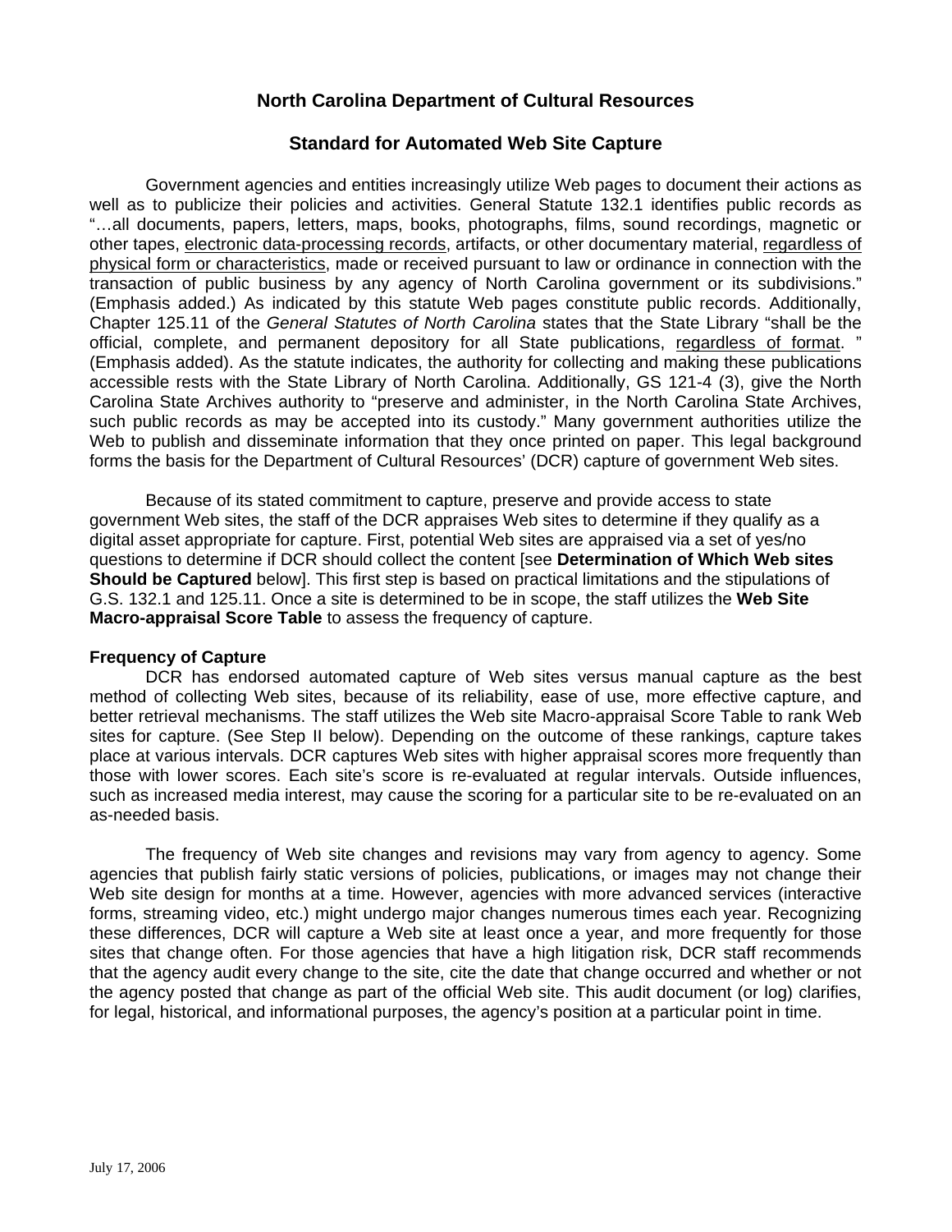# North Carolina Department of Cultural Resources

## Standard for Automated Web Site Capture

Government agencies and entities increasingly utilize Web pages to document their actions as well as to publicize their policies and activities. General Statute 132.1 identifies public records as "…all documents, papers, letters, maps, books, photographs, films, sound recordings, magnetic or other tapes, <u>electronic data-processing records</u>, artifacts, or other documentary material, <u>regardless of physical form or characteristics</u>, made or received pursuant to law or ordinance in connection with the transaction of public business by any agency of North Carolina government or its subdivisions." (Emphasis added.) As indicated by this statute Web pages constitute public records. Additionally, Chapter 125.11 of the *General Statutes of North Carolina* states that the State Library "shall be the official, complete, and permanent depository for all State publications, <u>regardless of format</u>. " (Emphasis added). As the statute indicates, the authority for collecting and making these publications accessible rests with the State Library of North Carolina. Additionally, GS 121-4 (3), give the North Carolina State Archives authority to "preserve and administer, in the North Carolina State Archives, such public records as may be accepted into its custody." Many government authorities utilize the Web to publish and disseminate information that they once printed on paper. This legal background forms the basis for the Department of Cultural Resources' (DCR) capture of government Web sites.

Because of its stated commitment to capture, preserve and provide access to state government Web sites, the staff of the DCR appraises Web sites to determine if they qualify as a digital asset appropriate for capture. First, potential Web sites are appraised via a set of yes/no questions to determine if DCR should collect the content [see **Determination of Which Web sites Should be Captured** below]. This first step is based on practical limitations and the stipulations of G.S. 132.1 and 125.11. Once a site is determined to be in scope, the staff utilizes the **Web Site Macro-appraisal Score Table** to assess the frequency of capture.

**Frequency of Capture**

DCR has endorsed automated capture of Web sites versus manual capture as the best method of collecting Web sites, because of its reliability, ease of use, more effective capture, and better retrieval mechanisms. The staff utilizes the Web site Macro-appraisal Score Table to rank Web sites for capture. (See Step II below). Depending on the outcome of these rankings, capture takes place at various intervals. DCR captures Web sites with higher appraisal scores more frequently than those with lower scores. Each site's score is re-evaluated at regular intervals. Outside influences, such as increased media interest, may cause the scoring for a particular site to be re-evaluated on an as-needed basis.

The frequency of Web site changes and revisions may vary from agency to agency. Some agencies that publish fairly static versions of policies, publications, or images may not change their Web site design for months at a time. However, agencies with more advanced services (interactive forms, streaming video, etc.) might undergo major changes numerous times each year. Recognizing these differences, DCR will capture a Web site at least once a year, and more frequently for those sites that change often. For those agencies that have a high litigation risk, DCR staff recommends that the agency audit every change to the site, cite the date that change occurred and whether or not the agency posted that change as part of the official Web site. This audit document (or log) clarifies, for legal, historical, and informational purposes, the agency's position at a particular point in time.

July 17, 2006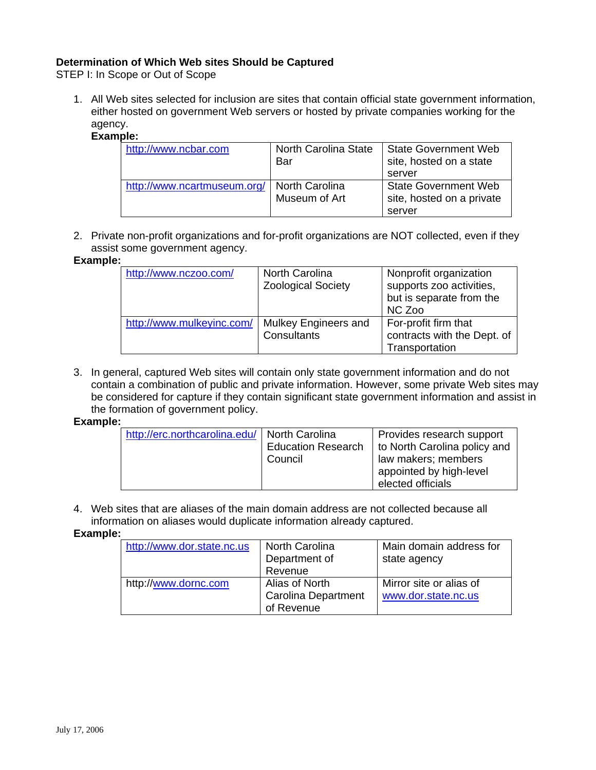**Determination of Which Web sites Should be Captured**

STEP I: In Scope or Out of Scope

1. All Web sites selected for inclusion are sites that contain official state government information, either hosted on government Web servers or hosted by private companies working for the agency.

   **Example:**

| | | |
|---|---|---|
| http://www.ncbar.com | North Carolina State Bar | State Government Web site, hosted on a state server |
| http://www.ncartmuseum.org/ | North Carolina Museum of Art | State Government Web site, hosted on a private server |

2. Private non-profit organizations and for-profit organizations are NOT collected, even if they assist some government agency.

**Example:**

| | | |
|---|---|---|
| http://www.nczoo.com/ | North Carolina Zoological Society | Nonprofit organization supports zoo activities, but is separate from the NC Zoo |
| http://www.mulkeyinc.com/ | Mulkey Engineers and Consultants | For-profit firm that contracts with the Dept. of Transportation |

3. In general, captured Web sites will contain only state government information and do not contain a combination of public and private information. However, some private Web sites may be considered for capture if they contain significant state government information and assist in the formation of government policy.

**Example:**

| | | |
|---|---|---|
| http://erc.northcarolina.edu/ | North Carolina Education Research Council | Provides research support to North Carolina policy and law makers; members appointed by high-level elected officials |

4. Web sites that are aliases of the main domain address are not collected because all information on aliases would duplicate information already captured.

**Example:**

| | | |
|---|---|---|
| http://www.dor.state.nc.us | North Carolina Department of Revenue | Main domain address for state agency |
| http://www.dornc.com | Alias of North Carolina Department of Revenue | Mirror site or alias of www.dor.state.nc.us |

July 17, 2006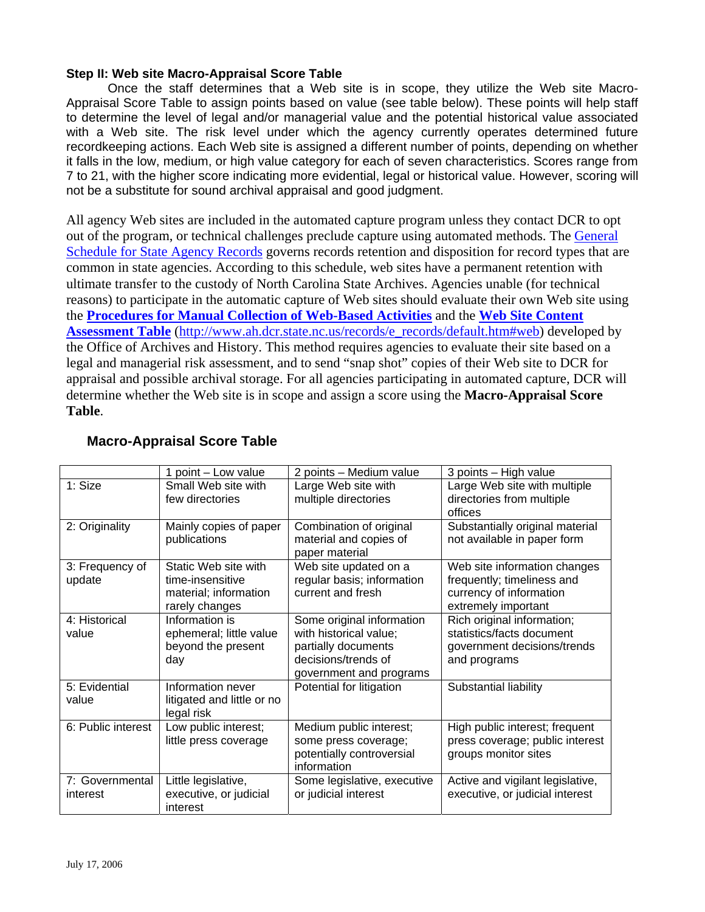**Step II: Web site Macro-Appraisal Score Table**

Once the staff determines that a Web site is in scope, they utilize the Web site Macro-Appraisal Score Table to assign points based on value (see table below). These points will help staff to determine the level of legal and/or managerial value and the potential historical value associated with a Web site. The risk level under which the agency currently operates determined future recordkeeping actions. Each Web site is assigned a different number of points, depending on whether it falls in the low, medium, or high value category for each of seven characteristics. Scores range from 7 to 21, with the higher score indicating more evidential, legal or historical value. However, scoring will not be a substitute for sound archival appraisal and good judgment.

All agency Web sites are included in the automated capture program unless they contact DCR to opt out of the program, or technical challenges preclude capture using automated methods. The General Schedule for State Agency Records governs records retention and disposition for record types that are common in state agencies. According to this schedule, web sites have a permanent retention with ultimate transfer to the custody of North Carolina State Archives. Agencies unable (for technical reasons) to participate in the automatic capture of Web sites should evaluate their own Web site using the **Procedures for Manual Collection of Web-Based Activities** and the **Web Site Content Assessment Table** (http://www.ah.dcr.state.nc.us/records/e_records/default.htm#web) developed by the Office of Archives and History. This method requires agencies to evaluate their site based on a legal and managerial risk assessment, and to send "snap shot" copies of their Web site to DCR for appraisal and possible archival storage. For all agencies participating in automated capture, DCR will determine whether the Web site is in scope and assign a score using the **Macro-Appraisal Score Table**.

## Macro-Appraisal Score Table

| | 1 point – Low value | 2 points – Medium value | 3 points – High value |
|---|---|---|---|
| 1: Size | Small Web site with few directories | Large Web site with multiple directories | Large Web site with multiple directories from multiple offices |
| 2: Originality | Mainly copies of paper publications | Combination of original material and copies of paper material | Substantially original material not available in paper form |
| 3: Frequency of update | Static Web site with time-insensitive material; information rarely changes | Web site updated on a regular basis; information current and fresh | Web site information changes frequently; timeliness and currency of information extremely important |
| 4: Historical value | Information is ephemeral; little value beyond the present day | Some original information with historical value; partially documents decisions/trends of government and programs | Rich original information; statistics/facts document government decisions/trends and programs |
| 5: Evidential value | Information never litigated and little or no legal risk | Potential for litigation | Substantial liability |
| 6: Public interest | Low public interest; little press coverage | Medium public interest; some press coverage; potentially controversial information | High public interest; frequent press coverage; public interest groups monitor sites |
| 7: Governmental interest | Little legislative, executive, or judicial interest | Some legislative, executive or judicial interest | Active and vigilant legislative, executive, or judicial interest |

July 17, 2006